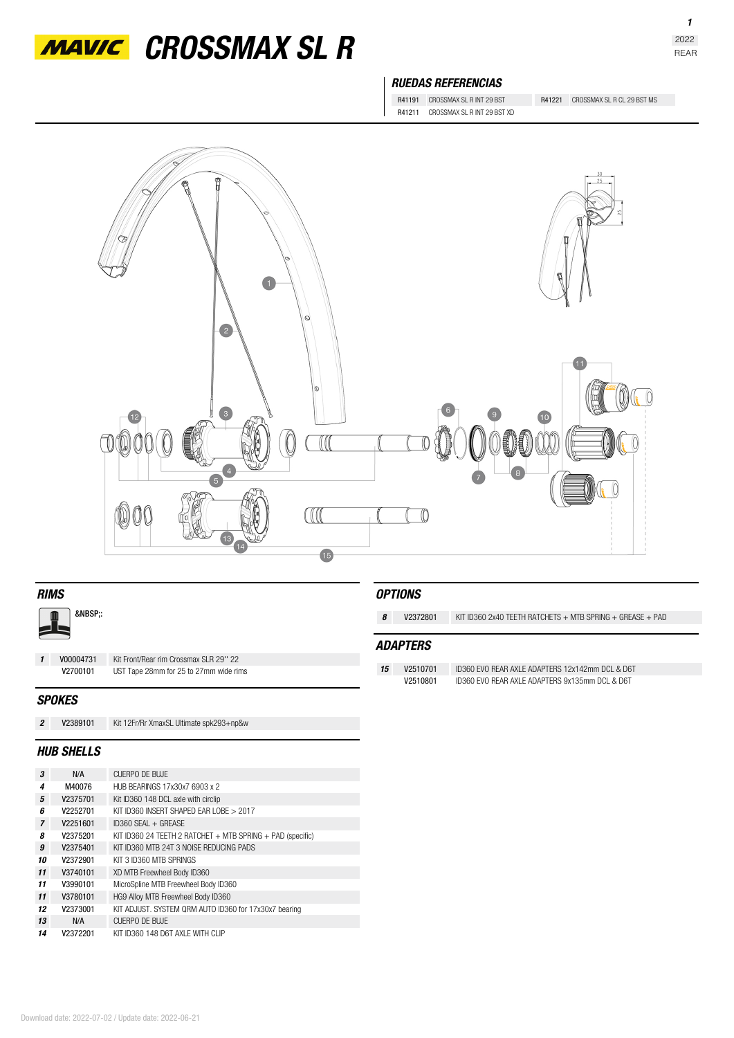# MAVIC CROSSMAX SL R

2022
REAR

## RUEDAS REFERENCIAS

| | | | |
|---|---|---|---|
| R41191 | CROSSMAX SL R INT 29 BST | R41221 | CROSSMAX SL R CL 29 BST MS |
| R41211 | CROSSMAX SL R INT 29 BST XD | | |

## RIMS

&NBSP;:

| | | |
|---|---|---|
| 1 | V00004731 | Kit Front/Rear rim Crossmax SLR 29'' 22 |
| | V2700101 | UST Tape 28mm for 25 to 27mm wide rims |

## SPOKES

| | | |
|---|---|---|
| 2 | V2389101 | Kit 12Fr/Rr XmaxSL Ultimate spk293+np&w |

## HUB SHELLS

| | | |
|---|---|---|
| 3 | N/A | CUERPO DE BUJE |
| 4 | M40076 | HUB BEARINGS 17x30x7 6903 x 2 |
| 5 | V2375701 | Kit ID360 148 DCL axle with circlip |
| 6 | V2252701 | KIT ID360 INSERT SHAPED EAR LOBE > 2017 |
| 7 | V2251601 | ID360 SEAL + GREASE |
| 8 | V2375201 | KIT ID360 24 TEETH 2 RATCHET + MTB SPRING + PAD (specific) |
| 9 | V2375401 | KIT ID360 MTB 24T 3 NOISE REDUCING PADS |
| 10 | V2372901 | KIT 3 ID360 MTB SPRINGS |
| 11 | V3740101 | XD MTB Freewheel Body ID360 |
| 11 | V3990101 | MicroSpline MTB Freewheel Body ID360 |
| 11 | V3780101 | HG9 Alloy MTB Freewheel Body ID360 |
| 12 | V2373001 | KIT ADJUST. SYSTEM QRM AUTO ID360 for 17x30x7 bearing |
| 13 | N/A | CUERPO DE BUJE |
| 14 | V2372201 | KIT ID360 148 D6T AXLE WITH CLIP |

## OPTIONS

| | | |
|---|---|---|
| 8 | V2372801 | KIT ID360 2x40 TEETH RATCHETS + MTB SPRING + GREASE + PAD |

## ADAPTERS

| | | |
|---|---|---|
| 15 | V2510701 | ID360 EVO REAR AXLE ADAPTERS 12x142mm DCL & D6T |
| | V2510801 | ID360 EVO REAR AXLE ADAPTERS 9x135mm DCL & D6T |

Download date: 2022-07-02 / Update date: 2022-06-21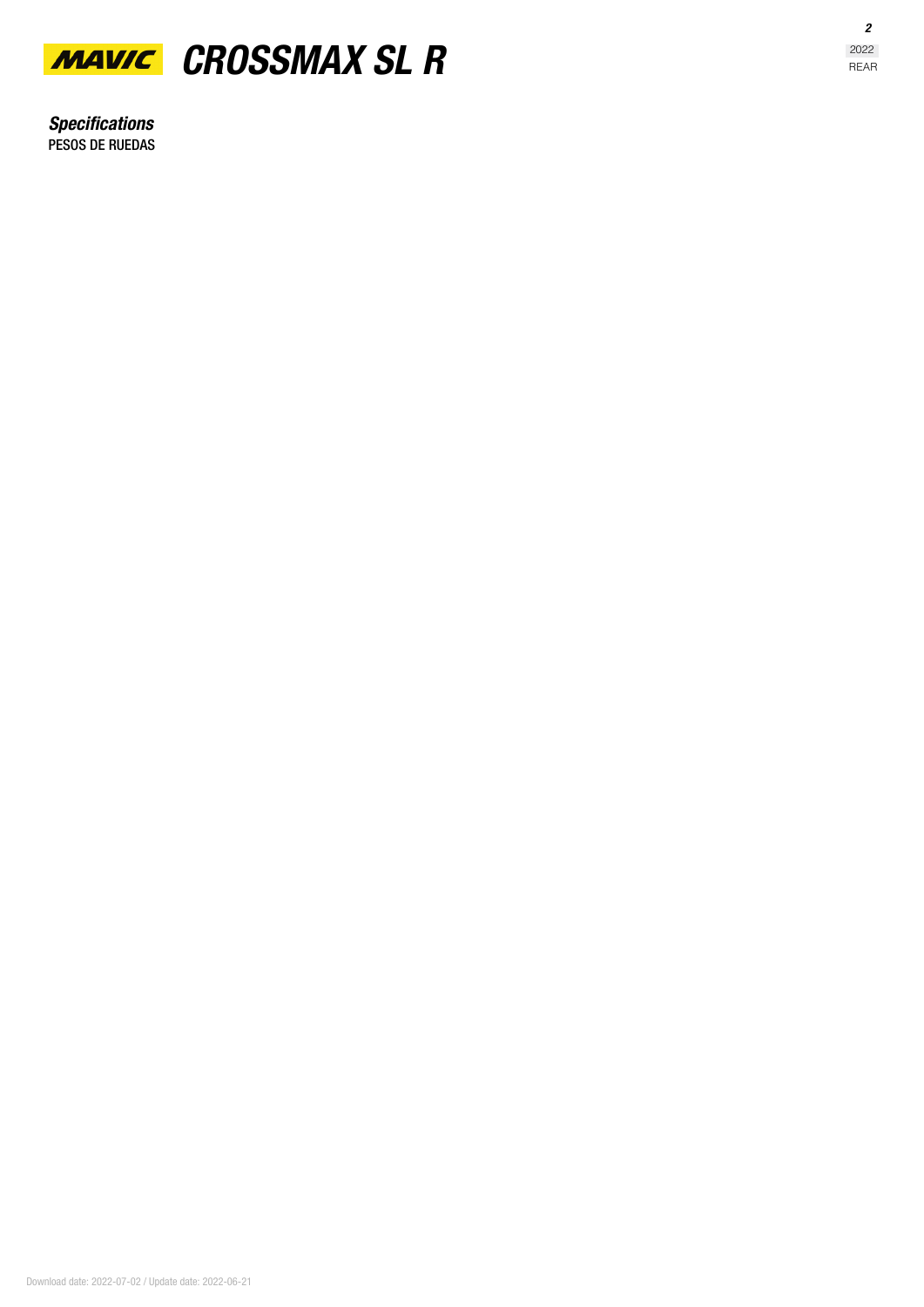# CROSSMAX SL R

2022
REAR

## *Specifications*

PESOS DE RUEDAS

Download date: 2022-07-02 / Update date: 2022-06-21